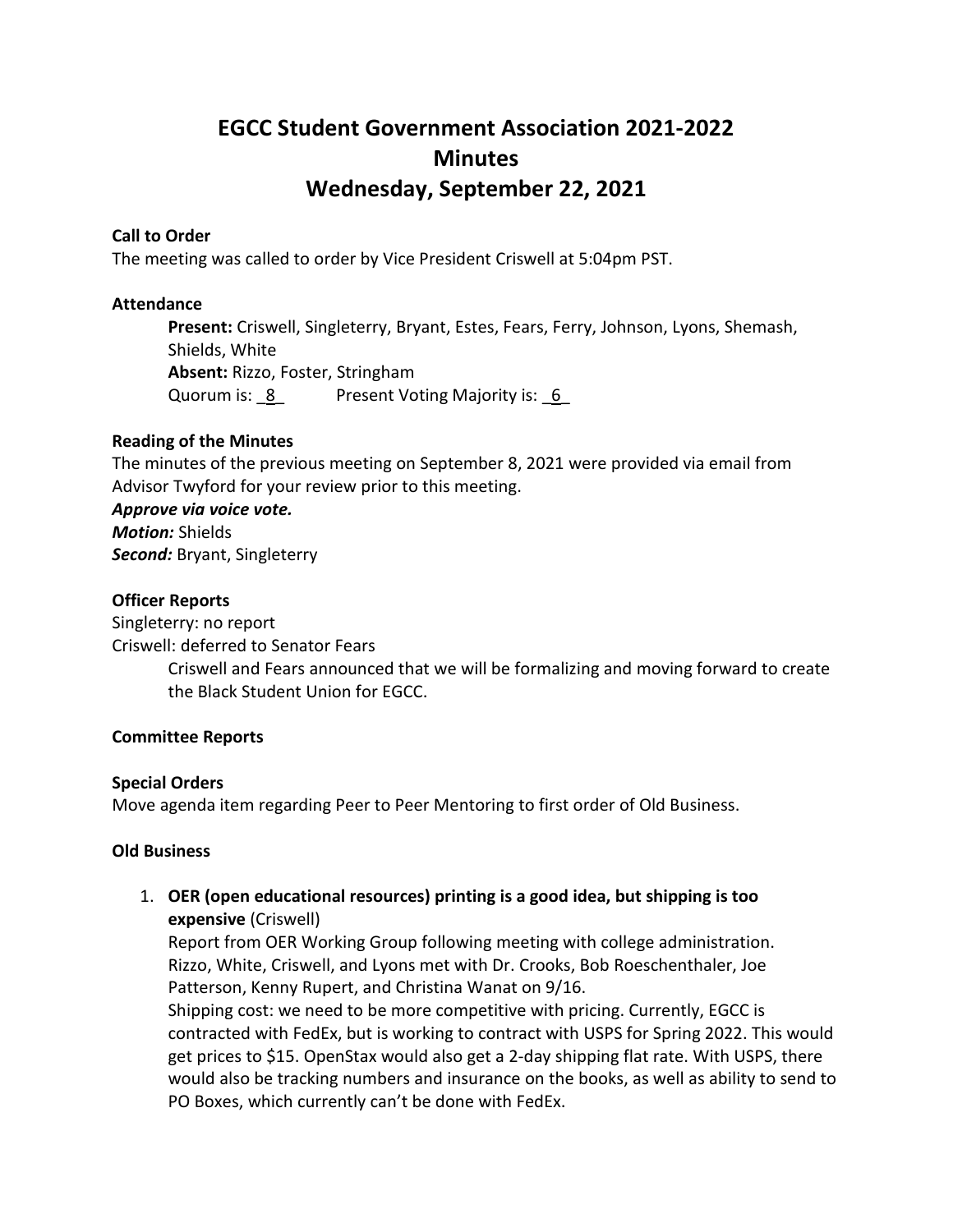# EGCC Student Government Association 2021-2022
# Minutes
# Wednesday, September 22, 2021

**Call to Order**

The meeting was called to order by Vice President Criswell at 5:04pm PST.

**Attendance**

> **Present:** Criswell, Singleterry, Bryant, Estes, Fears, Ferry, Johnson, Lyons, Shemash, Shields, White
> **Absent:** Rizzo, Foster, Stringham
> Quorum is: _8_ Present Voting Majority is: _6_

**Reading of the Minutes**

The minutes of the previous meeting on September 8, 2021 were provided via email from Advisor Twyford for your review prior to this meeting.

***Approve via voice vote.***
***Motion:*** Shields
***Second:*** Bryant, Singleterry

**Officer Reports**

Singleterry: no report
Criswell: deferred to Senator Fears

> Criswell and Fears announced that we will be formalizing and moving forward to create the Black Student Union for EGCC.

**Committee Reports**

**Special Orders**

Move agenda item regarding Peer to Peer Mentoring to first order of Old Business.

**Old Business**

1. **OER (open educational resources) printing is a good idea, but shipping is too expensive** (Criswell)
   Report from OER Working Group following meeting with college administration. Rizzo, White, Criswell, and Lyons met with Dr. Crooks, Bob Roeschenthaler, Joe Patterson, Kenny Rupert, and Christina Wanat on 9/16.
   Shipping cost: we need to be more competitive with pricing. Currently, EGCC is contracted with FedEx, but is working to contract with USPS for Spring 2022. This would get prices to $15. OpenStax would also get a 2-day shipping flat rate. With USPS, there would also be tracking numbers and insurance on the books, as well as ability to send to PO Boxes, which currently can't be done with FedEx.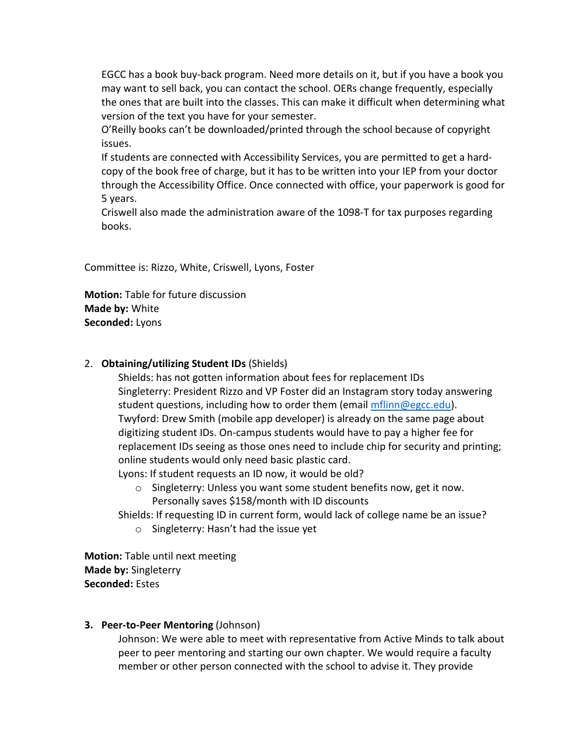EGCC has a book buy-back program. Need more details on it, but if you have a book you may want to sell back, you can contact the school. OERs change frequently, especially the ones that are built into the classes. This can make it difficult when determining what version of the text you have for your semester.
O'Reilly books can't be downloaded/printed through the school because of copyright issues.
If students are connected with Accessibility Services, you are permitted to get a hard-copy of the book free of charge, but it has to be written into your IEP from your doctor through the Accessibility Office. Once connected with office, your paperwork is good for 5 years.
Criswell also made the administration aware of the 1098-T for tax purposes regarding books.

Committee is: Rizzo, White, Criswell, Lyons, Foster

**Motion:** Table for future discussion
**Made by:** White
**Seconded:** Lyons

2. **Obtaining/utilizing Student IDs** (Shields)

   Shields: has not gotten information about fees for replacement IDs
   Singleterry: President Rizzo and VP Foster did an Instagram story today answering student questions, including how to order them (email mflinn@egcc.edu).
   Twyford: Drew Smith (mobile app developer) is already on the same page about digitizing student IDs. On-campus students would have to pay a higher fee for replacement IDs seeing as those ones need to include chip for security and printing; online students would only need basic plastic card.
   Lyons: If student requests an ID now, it would be old?
   - Singleterry: Unless you want some student benefits now, get it now. Personally saves $158/month with ID discounts

   Shields: If requesting ID in current form, would lack of college name be an issue?
   - Singleterry: Hasn't had the issue yet

**Motion:** Table until next meeting
**Made by:** Singleterry
**Seconded:** Estes

3. **Peer-to-Peer Mentoring** (Johnson)

   Johnson: We were able to meet with representative from Active Minds to talk about peer to peer mentoring and starting our own chapter. We would require a faculty member or other person connected with the school to advise it. They provide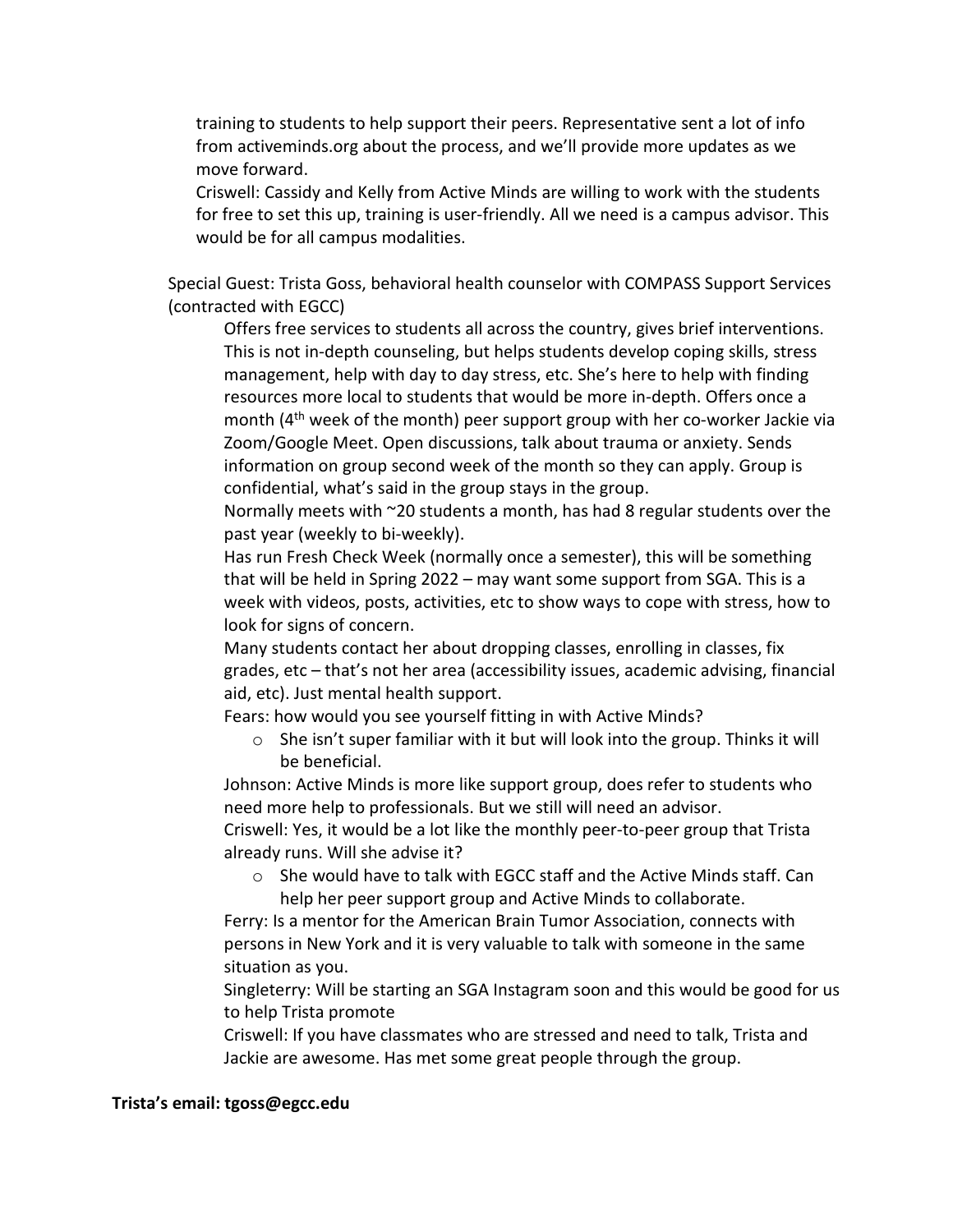training to students to help support their peers. Representative sent a lot of info from activeminds.org about the process, and we'll provide more updates as we move forward.

Criswell: Cassidy and Kelly from Active Minds are willing to work with the students for free to set this up, training is user-friendly. All we need is a campus advisor. This would be for all campus modalities.

Special Guest: Trista Goss, behavioral health counselor with COMPASS Support Services (contracted with EGCC)

Offers free services to students all across the country, gives brief interventions. This is not in-depth counseling, but helps students develop coping skills, stress management, help with day to day stress, etc. She's here to help with finding resources more local to students that would be more in-depth. Offers once a month (4th week of the month) peer support group with her co-worker Jackie via Zoom/Google Meet. Open discussions, talk about trauma or anxiety. Sends information on group second week of the month so they can apply. Group is confidential, what's said in the group stays in the group.

Normally meets with ~20 students a month, has had 8 regular students over the past year (weekly to bi-weekly).

Has run Fresh Check Week (normally once a semester), this will be something that will be held in Spring 2022 – may want some support from SGA. This is a week with videos, posts, activities, etc to show ways to cope with stress, how to look for signs of concern.

Many students contact her about dropping classes, enrolling in classes, fix grades, etc – that's not her area (accessibility issues, academic advising, financial aid, etc). Just mental health support.

Fears: how would you see yourself fitting in with Active Minds?

- She isn't super familiar with it but will look into the group. Thinks it will be beneficial.

Johnson: Active Minds is more like support group, does refer to students who need more help to professionals. But we still will need an advisor.

Criswell: Yes, it would be a lot like the monthly peer-to-peer group that Trista already runs. Will she advise it?

- She would have to talk with EGCC staff and the Active Minds staff. Can help her peer support group and Active Minds to collaborate.

Ferry: Is a mentor for the American Brain Tumor Association, connects with persons in New York and it is very valuable to talk with someone in the same situation as you.

Singleterry: Will be starting an SGA Instagram soon and this would be good for us to help Trista promote

Criswell: If you have classmates who are stressed and need to talk, Trista and Jackie are awesome. Has met some great people through the group.

**Trista's email: tgoss@egcc.edu**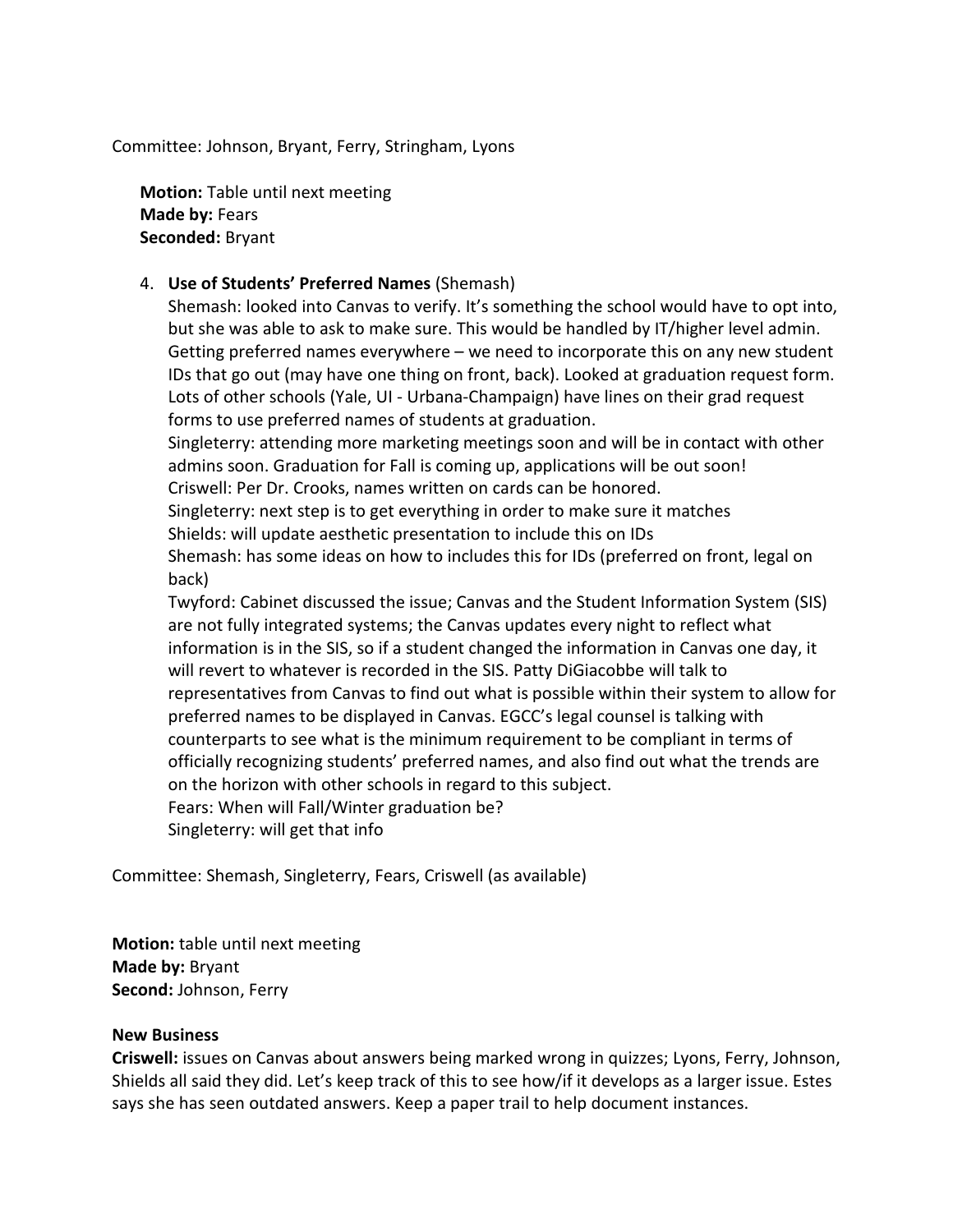Committee: Johnson, Bryant, Ferry, Stringham, Lyons

**Motion:** Table until next meeting
**Made by:** Fears
**Seconded:** Bryant

4. **Use of Students' Preferred Names** (Shemash)
   Shemash: looked into Canvas to verify. It's something the school would have to opt into, but she was able to ask to make sure. This would be handled by IT/higher level admin. Getting preferred names everywhere – we need to incorporate this on any new student IDs that go out (may have one thing on front, back). Looked at graduation request form. Lots of other schools (Yale, UI - Urbana-Champaign) have lines on their grad request forms to use preferred names of students at graduation.
   Singleterry: attending more marketing meetings soon and will be in contact with other admins soon. Graduation for Fall is coming up, applications will be out soon!
   Criswell: Per Dr. Crooks, names written on cards can be honored.
   Singleterry: next step is to get everything in order to make sure it matches
   Shields: will update aesthetic presentation to include this on IDs
   Shemash: has some ideas on how to includes this for IDs (preferred on front, legal on back)
   Twyford: Cabinet discussed the issue; Canvas and the Student Information System (SIS) are not fully integrated systems; the Canvas updates every night to reflect what information is in the SIS, so if a student changed the information in Canvas one day, it will revert to whatever is recorded in the SIS. Patty DiGiacobbe will talk to representatives from Canvas to find out what is possible within their system to allow for preferred names to be displayed in Canvas. EGCC's legal counsel is talking with counterparts to see what is the minimum requirement to be compliant in terms of officially recognizing students' preferred names, and also find out what the trends are on the horizon with other schools in regard to this subject.
   Fears: When will Fall/Winter graduation be?
   Singleterry: will get that info

Committee: Shemash, Singleterry, Fears, Criswell (as available)

**Motion:** table until next meeting
**Made by:** Bryant
**Second:** Johnson, Ferry

**New Business**

**Criswell:** issues on Canvas about answers being marked wrong in quizzes; Lyons, Ferry, Johnson, Shields all said they did. Let's keep track of this to see how/if it develops as a larger issue. Estes says she has seen outdated answers. Keep a paper trail to help document instances.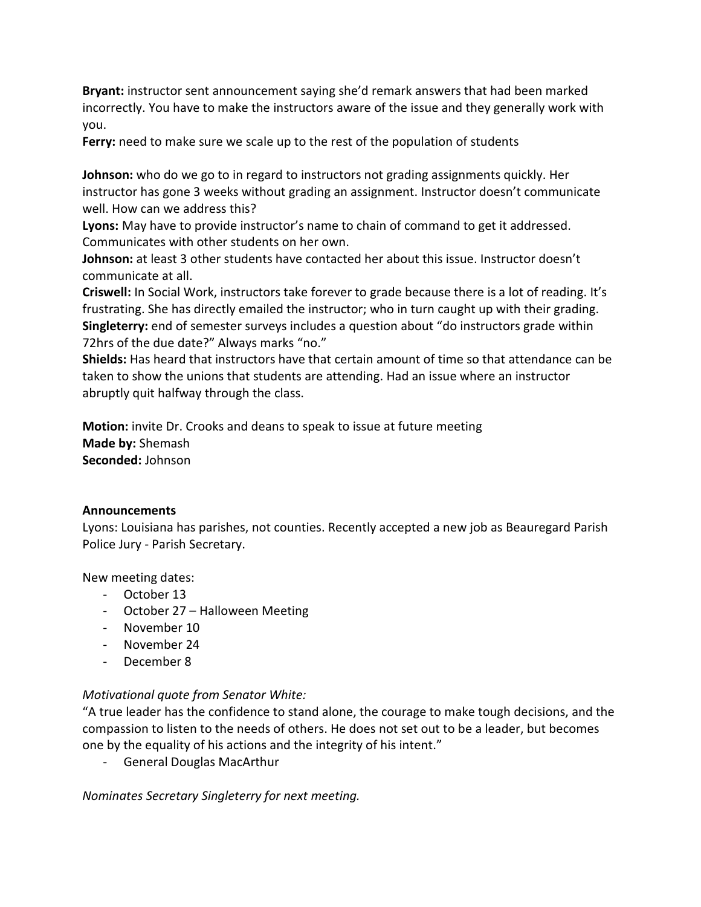**Bryant:** instructor sent announcement saying she'd remark answers that had been marked incorrectly. You have to make the instructors aware of the issue and they generally work with you.

**Ferry:** need to make sure we scale up to the rest of the population of students

**Johnson:** who do we go to in regard to instructors not grading assignments quickly. Her instructor has gone 3 weeks without grading an assignment. Instructor doesn't communicate well. How can we address this?

**Lyons:** May have to provide instructor's name to chain of command to get it addressed. Communicates with other students on her own.

**Johnson:** at least 3 other students have contacted her about this issue. Instructor doesn't communicate at all.

**Criswell:** In Social Work, instructors take forever to grade because there is a lot of reading. It's frustrating. She has directly emailed the instructor; who in turn caught up with their grading.

**Singleterry:** end of semester surveys includes a question about "do instructors grade within 72hrs of the due date?" Always marks "no."

**Shields:** Has heard that instructors have that certain amount of time so that attendance can be taken to show the unions that students are attending. Had an issue where an instructor abruptly quit halfway through the class.

**Motion:** invite Dr. Crooks and deans to speak to issue at future meeting
**Made by:** Shemash
**Seconded:** Johnson

**Announcements**

Lyons: Louisiana has parishes, not counties. Recently accepted a new job as Beauregard Parish Police Jury - Parish Secretary.

New meeting dates:

- October 13
- October 27 – Halloween Meeting
- November 10
- November 24
- December 8

*Motivational quote from Senator White:*

"A true leader has the confidence to stand alone, the courage to make tough decisions, and the compassion to listen to the needs of others. He does not set out to be a leader, but becomes one by the equality of his actions and the integrity of his intent."

- General Douglas MacArthur

*Nominates Secretary Singleterry for next meeting.*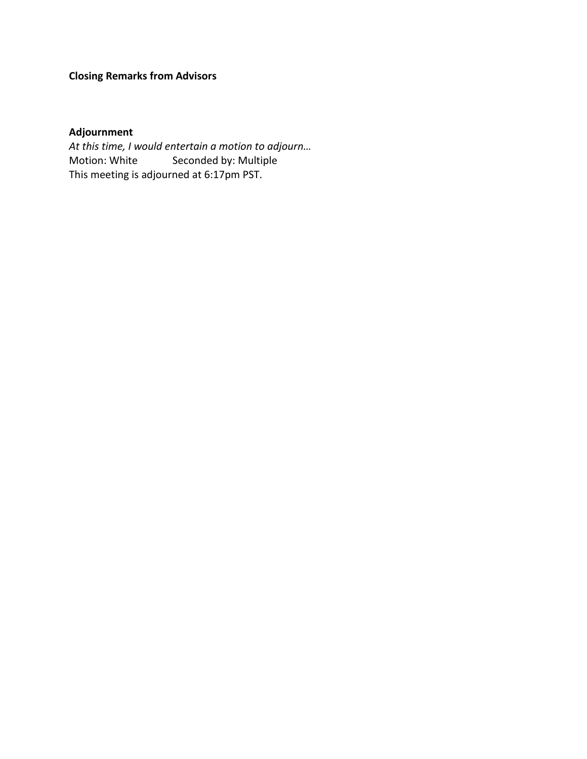**Closing Remarks from Advisors**

**Adjournment**

*At this time, I would entertain a motion to adjourn…*
Motion: White Seconded by: Multiple
This meeting is adjourned at 6:17pm PST.